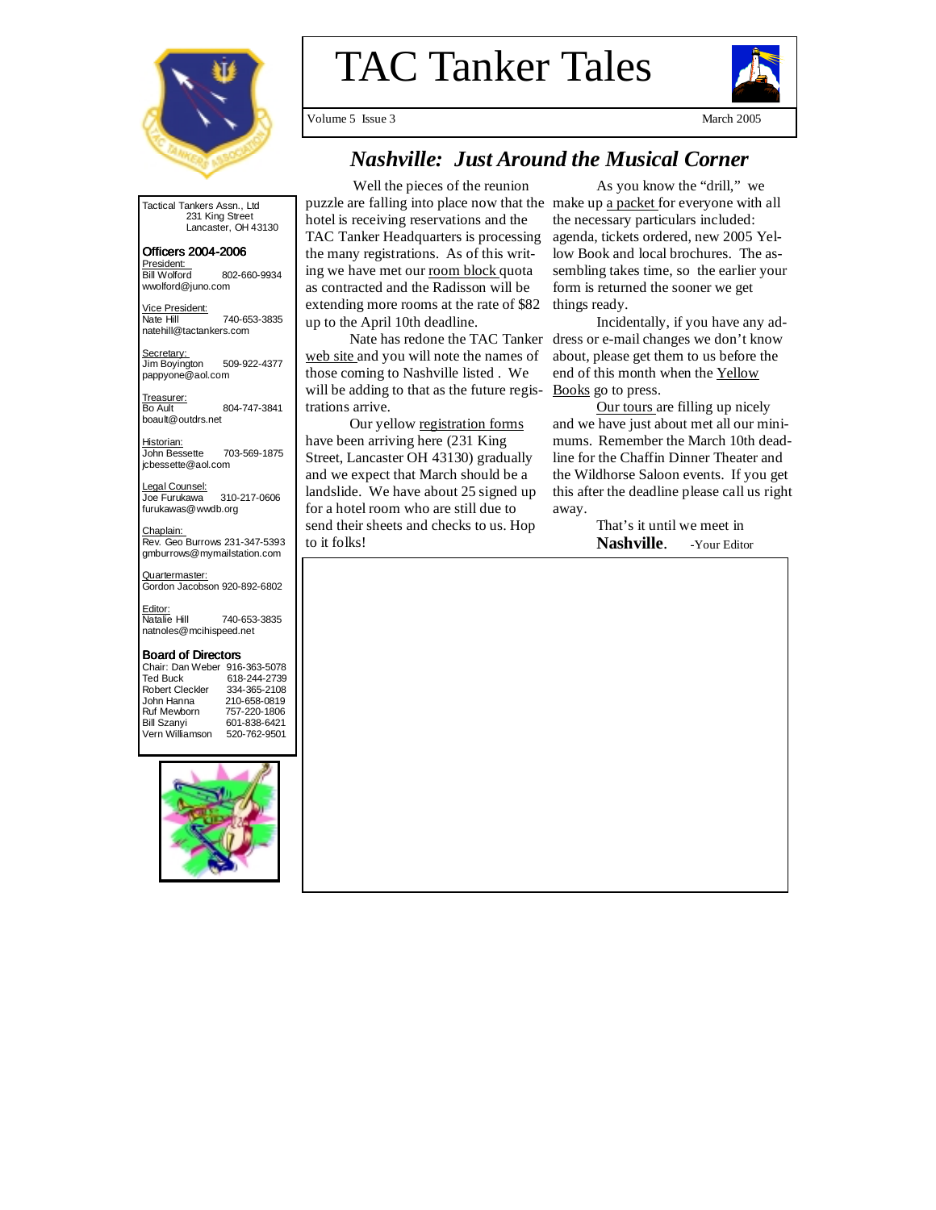# TAC Tanker Tales

Volume 5 Issue 3 March 2005

Tactical Tankers Assn., Ltd
231 King Street
Lancaster, OH 43130

**Officers 2004-2006**

President:
Bill Wolford 802-660-9934
wwolford@juno.com

Vice President:
Nate Hill 740-653-3835
natehill@tactankers.com

Secretary:
Jim Boyington 509-922-4377
pappyone@aol.com

Treasurer:
Bo Ault 804-747-3841
boault@outdrs.net

Historian:
John Bessette 703-569-1875
jcbessette@aol.com

Legal Counsel:
Joe Furukawa 310-217-0606
furukawas@wwdb.org

Chaplain:
Rev. Geo Burrows 231-347-5393
gmburrows@mymailstation.com

Quartermaster:
Gordon Jacobson 920-892-6802

Editor:
Natalie Hill 740-653-3835
natnoles@mcihispeed.net

**Board of Directors**

| | |
|---|---|
| Chair: Dan Weber | 916-363-5078 |
| Ted Buck | 618-244-2739 |
| Robert Cleckler | 334-365-2108 |
| John Hanna | 210-658-0819 |
| Ruf Mewborn | 757-220-1806 |
| Bill Szanyi | 601-838-6421 |
| Vern Williamson | 520-762-9501 |

## *Nashville: Just Around the Musical Corner*

Well the pieces of the reunion puzzle are falling into place now that the hotel is receiving reservations and the TAC Tanker Headquarters is processing the many registrations. As of this writing we have met our room block quota as contracted and the Radisson will be extending more rooms at the rate of $82 up to the April 10th deadline.

Nate has redone the TAC Tanker web site and you will note the names of those coming to Nashville listed . We will be adding to that as the future registrations arrive.

Our yellow registration forms have been arriving here (231 King Street, Lancaster OH 43130) gradually and we expect that March should be a landslide. We have about 25 signed up for a hotel room who are still due to send their sheets and checks to us. Hop to it folks!

As you know the "drill," we make up a packet for everyone with all the necessary particulars included: agenda, tickets ordered, new 2005 Yellow Book and local brochures. The assembling takes time, so the earlier your form is returned the sooner we get things ready.

Incidentally, if you have any address or e-mail changes we don't know about, please get them to us before the end of this month when the Yellow Books go to press.

Our tours are filling up nicely and we have just about met all our minimums. Remember the March 10th deadline for the Chaffin Dinner Theater and the Wildhorse Saloon events. If you get this after the deadline please call us right away.

That's it until we meet in **Nashville**. -Your Editor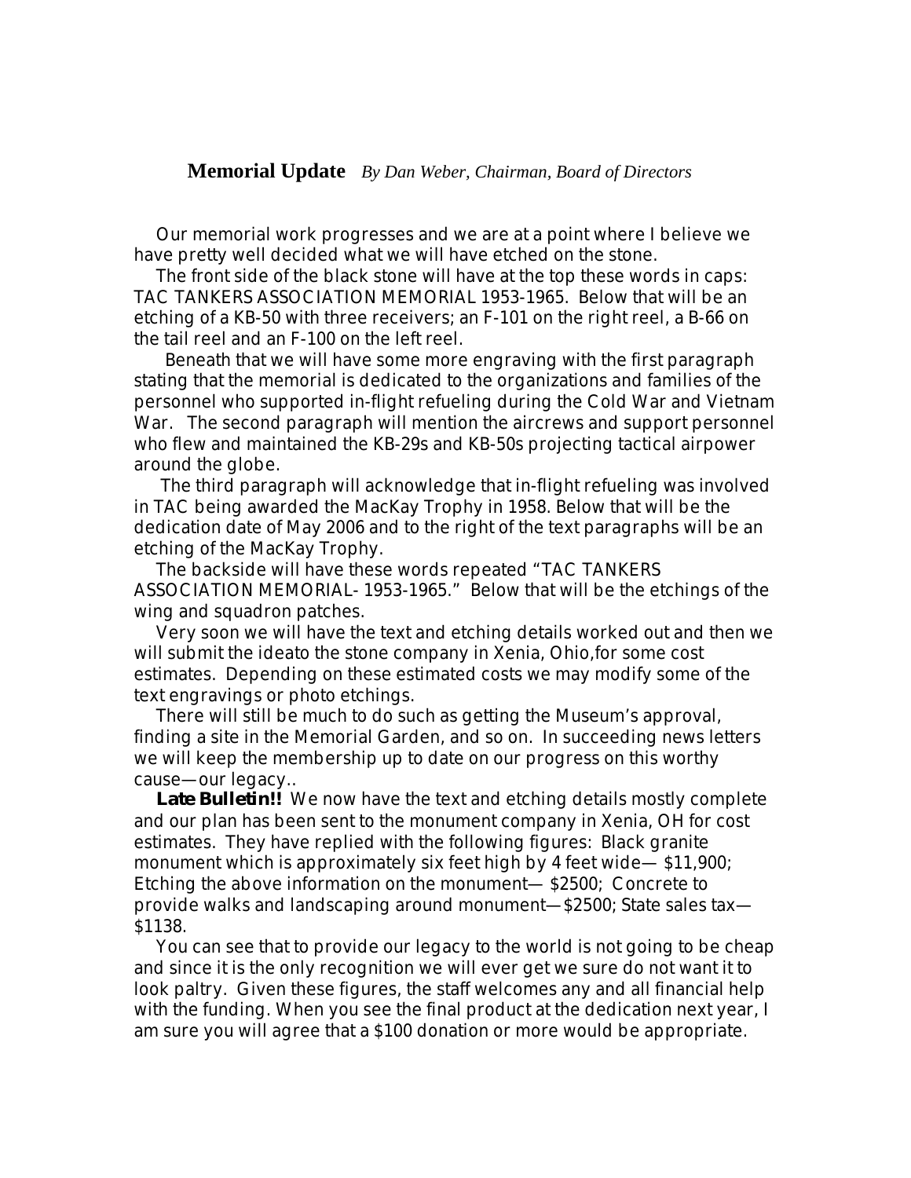## Memorial Update *By Dan Weber, Chairman, Board of Directors*

Our memorial work progresses and we are at a point where I believe we have pretty well decided what we will have etched on the stone.

The front side of the black stone will have at the top these words in caps: TAC TANKERS ASSOCIATION MEMORIAL 1953-1965. Below that will be an etching of a KB-50 with three receivers; an F-101 on the right reel, a B-66 on the tail reel and an F-100 on the left reel.

Beneath that we will have some more engraving with the first paragraph stating that the memorial is dedicated to the organizations and families of the personnel who supported in-flight refueling during the Cold War and Vietnam War. The second paragraph will mention the aircrews and support personnel who flew and maintained the KB-29s and KB-50s projecting tactical airpower around the globe.

The third paragraph will acknowledge that in-flight refueling was involved in TAC being awarded the MacKay Trophy in 1958. Below that will be the dedication date of May 2006 and to the right of the text paragraphs will be an etching of the MacKay Trophy.

The backside will have these words repeated "TAC TANKERS ASSOCIATION MEMORIAL- 1953-1965." Below that will be the etchings of the wing and squadron patches.

Very soon we will have the text and etching details worked out and then we will submit the ideato the stone company in Xenia, Ohio,for some cost estimates. Depending on these estimated costs we may modify some of the text engravings or photo etchings.

There will still be much to do such as getting the Museum's approval, finding a site in the Memorial Garden, and so on. In succeeding news letters we will keep the membership up to date on our progress on this worthy cause—our legacy..

**Late Bulletin!!** We now have the text and etching details mostly complete and our plan has been sent to the monument company in Xenia, OH for cost estimates. They have replied with the following figures: Black granite monument which is approximately six feet high by 4 feet wide— $11,900; Etching the above information on the monument— $2500; Concrete to provide walks and landscaping around monument—$2500; State sales tax—$1138.

You can see that to provide our legacy to the world is not going to be cheap and since it is the only recognition we will ever get we sure do not want it to look paltry. Given these figures, the staff welcomes any and all financial help with the funding. When you see the final product at the dedication next year, I am sure you will agree that a $100 donation or more would be appropriate.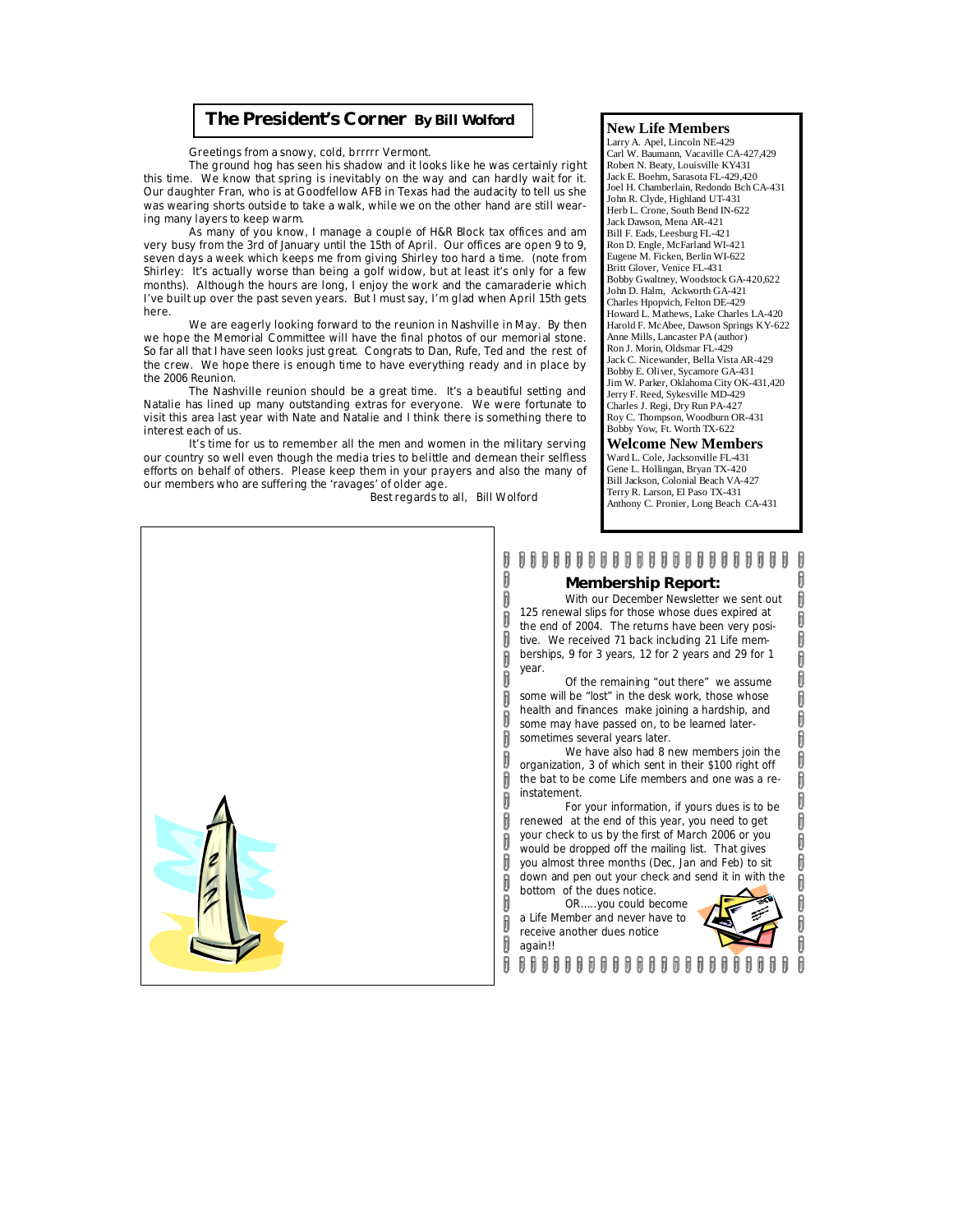## The President's Corner **By Bill Wolford**

Greetings from a snowy, cold, brrrrr Vermont.

The ground hog has seen his shadow and it looks like he was certainly right this time. We know that spring is inevitably on the way and can hardly wait for it. Our daughter Fran, who is at Goodfellow AFB in Texas had the audacity to tell us she was wearing shorts outside to take a walk, while we on the other hand are still wearing many layers to keep warm.

As many of you know, I manage a couple of H&R Block tax offices and am very busy from the 3rd of January until the 15th of April. Our offices are open 9 to 9, seven days a week which keeps me from giving Shirley too hard a time. (note from Shirley: It's actually worse than being a golf widow, but at least it's only for a few months). Although the hours are long, I enjoy the work and the camaraderie which I've built up over the past seven years. But I must say, I'm glad when April 15th gets here.

We are eagerly looking forward to the reunion in Nashville in May. By then we hope the Memorial Committee will have the final photos of our memorial stone. So far all that I have seen looks just great. Congrats to Dan, Rufe, Ted and the rest of the crew. We hope there is enough time to have everything ready and in place by the 2006 Reunion.

The Nashville reunion should be a great time. It's a beautiful setting and Natalie has lined up many outstanding extras for everyone. We were fortunate to visit this area last year with Nate and Natalie and I think there is something there to interest each of us.

It's time for us to remember all the men and women in the military serving our country so well even though the media tries to belittle and demean their selfless efforts on behalf of others. Please keep them in your prayers and also the many of our members who are suffering the 'ravages' of older age.

Best regards to all, Bill Wolford

### New Life Members

Larry A. Apel, Lincoln NE-429
Carl W. Baumann, Vacaville CA-427,429
Robert N. Beaty, Louisville KY431
Jack E. Boehm, Sarasota FL-429,420
Joel H. Chamberlain, Redondo Bch CA-431
John R. Clyde, Highland UT-431
Herb L. Crone, South Bend IN-622
Jack Dawson, Mena AR-421
Bill F. Eads, Leesburg FL-421
Ron D. Engle, McFarland WI-421
Eugene M. Ficken, Berlin WI-622
Britt Glover, Venice FL-431
Bobby Gwaltney, Woodstock GA-420,622
John D. Halm, Ackworth GA-421
Charles Hpopvich, Felton DE-429
Howard L. Mathews, Lake Charles LA-420
Harold F. McAbee, Dawson Springs KY-622
Anne Mills, Lancaster PA (author)
Ron J. Morin, Oldsmar FL-429
Jack C. Nicewander, Bella Vista AR-429
Bobby E. Oliver, Sycamore GA-431
Jim W. Parker, Oklahoma City OK-431,420
Jerry F. Reed, Sykesville MD-429
Charles J. Regi, Dry Run PA-427
Roy C. Thompson, Woodburn OR-431
Bobby Yow, Ft. Worth TX-622

### Welcome New Members

Ward L. Cole, Jacksonville FL-431
Gene L. Hollingan, Bryan TX-420
Bill Jackson, Colonial Beach VA-427
Terry R. Larson, El Paso TX-431
Anthony C. Pronier, Long Beach CA-431

### Membership Report:

With our December Newsletter we sent out 125 renewal slips for those whose dues expired at the end of 2004. The returns have been very positive. We received 71 back including 21 Life memberships, 9 for 3 years, 12 for 2 years and 29 for 1 year.

Of the remaining "out there" we assume some will be "lost" in the desk work, those whose health and finances make joining a hardship, and some may have passed on, to be learned later-sometimes several years later.

We have also had 8 new members join the organization, 3 of which sent in their $100 right off the bat to be come Life members and one was a re-instatement.

For your information, if yours dues is to be renewed at the end of this year, you need to get your check to us by the first of March 2006 or you would be dropped off the mailing list. That gives you almost three months (Dec, Jan and Feb) to sit down and pen out your check and send it in with the bottom of the dues notice.

OR.....you could become a Life Member and never have to receive another dues notice again!!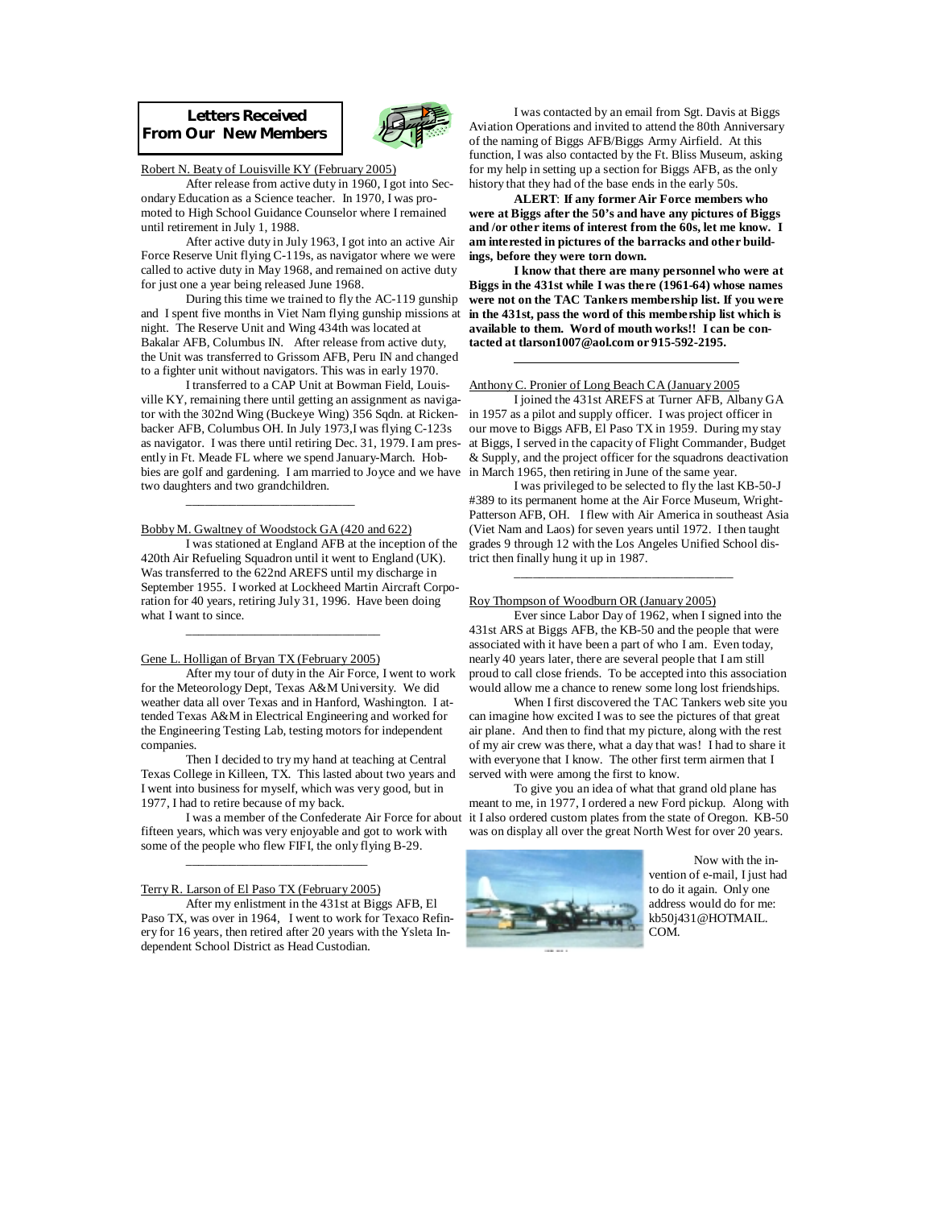## Letters Received From Our New Members

Robert N. Beaty of Louisville KY (February 2005)

After release from active duty in 1960, I got into Secondary Education as a Science teacher. In 1970, I was promoted to High School Guidance Counselor where I remained until retirement in July 1, 1988.

After active duty in July 1963, I got into an active Air Force Reserve Unit flying C-119s, as navigator where we were called to active duty in May 1968, and remained on active duty for just one a year being released June 1968.

During this time we trained to fly the AC-119 gunship and I spent five months in Viet Nam flying gunship missions at night. The Reserve Unit and Wing 434th was located at Bakalar AFB, Columbus IN. After release from active duty, the Unit was transferred to Grissom AFB, Peru IN and changed to a fighter unit without navigators. This was in early 1970.

I transferred to a CAP Unit at Bowman Field, Louisville KY, remaining there until getting an assignment as navigator with the 302nd Wing (Buckeye Wing) 356 Sqdn. at Rickenbacker AFB, Columbus OH. In July 1973,I was flying C-123s as navigator. I was there until retiring Dec. 31, 1979. I am presently in Ft. Meade FL where we spend January-March. Hobbies are golf and gardening. I am married to Joyce and we have two daughters and two grandchildren.

---

Bobby M. Gwaltney of Woodstock GA (420 and 622)

I was stationed at England AFB at the inception of the 420th Air Refueling Squadron until it went to England (UK). Was transferred to the 622nd AREFS until my discharge in September 1955. I worked at Lockheed Martin Aircraft Corporation for 40 years, retiring July 31, 1996. Have been doing what I want to since.

---

Gene L. Holligan of Bryan TX (February 2005)

After my tour of duty in the Air Force, I went to work for the Meteorology Dept, Texas A&M University. We did weather data all over Texas and in Hanford, Washington. I attended Texas A&M in Electrical Engineering and worked for the Engineering Testing Lab, testing motors for independent companies.

Then I decided to try my hand at teaching at Central Texas College in Killeen, TX. This lasted about two years and I went into business for myself, which was very good, but in 1977, I had to retire because of my back.

I was a member of the Confederate Air Force for about fifteen years, which was very enjoyable and got to work with some of the people who flew FIFI, the only flying B-29.

---

Terry R. Larson of El Paso TX (February 2005)

After my enlistment in the 431st at Biggs AFB, El Paso TX, was over in 1964, I went to work for Texaco Refinery for 16 years, then retired after 20 years with the Ysleta Independent School District as Head Custodian.

I was contacted by an email from Sgt. Davis at Biggs Aviation Operations and invited to attend the 80th Anniversary of the naming of Biggs AFB/Biggs Army Airfield. At this function, I was also contacted by the Ft. Bliss Museum, asking for my help in setting up a section for Biggs AFB, as the only history that they had of the base ends in the early 50s.

**ALERT**: **If any former Air Force members who were at Biggs after the 50's and have any pictures of Biggs and /or other items of interest from the 60s, let me know. I am interested in pictures of the barracks and other buildings, before they were torn down.**

**I know that there are many personnel who were at Biggs in the 431st while I was there (1961-64) whose names were not on the TAC Tankers membership list. If you were in the 431st, pass the word of this membership list which is available to them. Word of mouth works!! I can be contacted at tlarson1007@aol.com or 915-592-2195.**

---

Anthony C. Pronier of Long Beach CA (January 2005

I joined the 431st AREFS at Turner AFB, Albany GA in 1957 as a pilot and supply officer. I was project officer in our move to Biggs AFB, El Paso TX in 1959. During my stay at Biggs, I served in the capacity of Flight Commander, Budget & Supply, and the project officer for the squadrons deactivation in March 1965, then retiring in June of the same year.

I was privileged to be selected to fly the last KB-50-J #389 to its permanent home at the Air Force Museum, Wright-Patterson AFB, OH. I flew with Air America in southeast Asia (Viet Nam and Laos) for seven years until 1972. I then taught grades 9 through 12 with the Los Angeles Unified School district then finally hung it up in 1987.

---

Roy Thompson of Woodburn OR (January 2005)

Ever since Labor Day of 1962, when I signed into the 431st ARS at Biggs AFB, the KB-50 and the people that were associated with it have been a part of who I am. Even today, nearly 40 years later, there are several people that I am still proud to call close friends. To be accepted into this association would allow me a chance to renew some long lost friendships.

When I first discovered the TAC Tankers web site you can imagine how excited I was to see the pictures of that great air plane. And then to find that my picture, along with the rest of my air crew was there, what a day that was! I had to share it with everyone that I know. The other first term airmen that I served with were among the first to know.

To give you an idea of what that grand old plane has meant to me, in 1977, I ordered a new Ford pickup. Along with it I also ordered custom plates from the state of Oregon. KB-50 was on display all over the great North West for over 20 years.

Now with the invention of e-mail, I just had to do it again. Only one address would do for me: kb50j431@HOTMAIL.COM.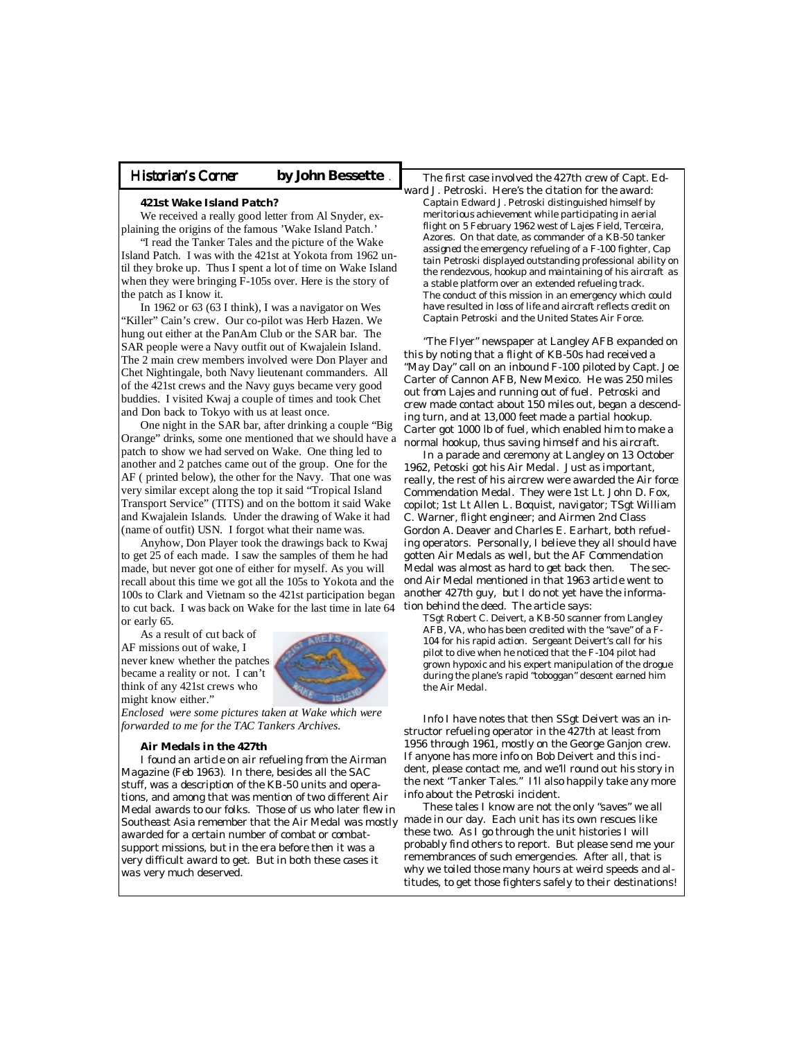## Historian's Corner by John Bessette

### 421st Wake Island Patch?

We received a really good letter from Al Snyder, explaining the origins of the famous 'Wake Island Patch.'

"I read the Tanker Tales and the picture of the Wake Island Patch. I was with the 421st at Yokota from 1962 until they broke up. Thus I spent a lot of time on Wake Island when they were bringing F-105s over. Here is the story of the patch as I know it.

In 1962 or 63 (63 I think), I was a navigator on Wes "Killer" Cain's crew. Our co-pilot was Herb Hazen. We hung out either at the PanAm Club or the SAR bar. The SAR people were a Navy outfit out of Kwajalein Island. The 2 main crew members involved were Don Player and Chet Nightingale, both Navy lieutenant commanders. All of the 421st crews and the Navy guys became very good buddies. I visited Kwaj a couple of times and took Chet and Don back to Tokyo with us at least once.

One night in the SAR bar, after drinking a couple "Big Orange" drinks, some one mentioned that we should have a patch to show we had served on Wake. One thing led to another and 2 patches came out of the group. One for the AF ( printed below), the other for the Navy. That one was very similar except along the top it said "Tropical Island Transport Service" (TITS) and on the bottom it said Wake and Kwajalein Islands. Under the drawing of Wake it had (name of outfit) USN. I forgot what their name was.

Anyhow, Don Player took the drawings back to Kwaj to get 25 of each made. I saw the samples of them he had made, but never got one of either for myself. As you will recall about this time we got all the 105s to Yokota and the 100s to Clark and Vietnam so the 421st participation began to cut back. I was back on Wake for the last time in late 64 or early 65.

As a result of cut back of AF missions out of wake, I never knew whether the patches became a reality or not. I can't think of any 421st crews who might know either."

*Enclosed were some pictures taken at Wake which were forwarded to me for the TAC Tankers Archives.*

### Air Medals in the 427th

I found an article on air refueling from the Airman Magazine (Feb 1963). In there, besides all the SAC stuff, was a description of the KB-50 units and operations, and among that was mention of two different Air Medal awards to our folks. Those of us who later flew in Southeast Asia remember that the Air Medal was mostly awarded for a certain number of combat or combat-support missions, but in the era before then it was a very difficult award to get. But in both these cases it was very much deserved.

The first case involved the 427th crew of Capt. Edward J. Petroski. Here's the citation for the award:

> Captain Edward J. Petroski distinguished himself by meritorious achievement while participating in aerial flight on 5 February 1962 west of Lajes Field, Terceira, Azores. On that date, as commander of a KB-50 tanker assigned the emergency refueling of a F-100 fighter, Captain Petroski displayed outstanding professional ability on the rendezvous, hookup and maintaining of his aircraft as a stable platform over an extended refueling track. The conduct of this mission in an emergency which could have resulted in loss of life and aircraft reflects credit on Captain Petroski and the United States Air Force.

"The Flyer" newspaper at Langley AFB expanded on this by noting that a flight of KB-50s had received a "May Day" call on an inbound F-100 piloted by Capt. Joe Carter of Cannon AFB, New Mexico. He was 250 miles out from Lajes and running out of fuel. Petroski and crew made contact about 150 miles out, began a descending turn, and at 13,000 feet made a partial hookup. Carter got 1000 lb of fuel, which enabled him to make a normal hookup, thus saving himself and his aircraft.

In a parade and ceremony at Langley on 13 October 1962, Petoski got his Air Medal. Just as important, really, the rest of his aircrew were awarded the Air force Commendation Medal. They were 1st Lt. John D. Fox, copilot; 1st Lt Allen L. Boquist, navigator; TSgt William C. Warner, flight engineer; and Airmen 2nd Class Gordon A. Deaver and Charles E. Earhart, both refueling operators. Personally, I believe they all should have gotten Air Medals as well, but the AF Commendation Medal was almost as hard to get back then. The second Air Medal mentioned in that 1963 article went to another 427th guy, but I do not yet have the information behind the deed. The article says:

> TSgt Robert C. Deivert, a KB-50 scanner from Langley AFB, VA, who has been credited with the "save" of a F-104 for his rapid action. Sergeant Deivert's call for his pilot to dive when he noticed that the F-104 pilot had grown hypoxic and his expert manipulation of the drogue during the plane's rapid "toboggan" descent earned him the Air Medal.

Info I have notes that then SSgt Deivert was an instructor refueling operator in the 427th at least from 1956 through 1961, mostly on the George Ganjon crew. If anyone has more info on Bob Deivert and this incident, please contact me, and we'll round out his story in the next "Tanker Tales." I'll also happily take any more info about the Petroski incident.

These tales I know are not the only "saves" we all made in our day. Each unit has its own rescues like these two. As I go through the unit histories I will probably find others to report. But please send me your remembrances of such emergencies. After all, that is why we toiled those many hours at weird speeds and altitudes, to get those fighters safely to their destinations!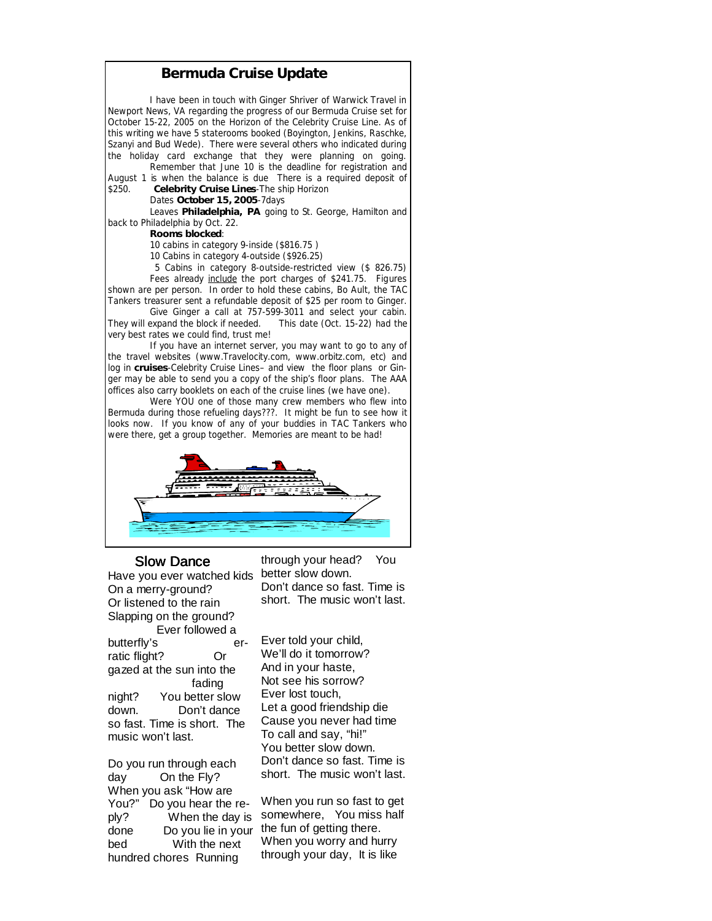## Bermuda Cruise Update

I have been in touch with Ginger Shriver of Warwick Travel in Newport News, VA regarding the progress of our Bermuda Cruise set for October 15-22, 2005 on the Horizon of the Celebrity Cruise Line. As of this writing we have 5 staterooms booked (Boyington, Jenkins, Raschke, Szanyi and Bud Wede). There were several others who indicated during the holiday card exchange that they were planning on going.

Remember that June 10 is the deadline for registration and August 1 is when the balance is due There is a required deposit of $250. **Celebrity Cruise Lines**-The ship Horizon

Dates **October 15, 2005**-7days

Leaves **Philadelphia, PA** going to St. George, Hamilton and back to Philadelphia by Oct. 22.

**Rooms blocked**:

10 cabins in category 9-inside ($816.75 )

10 Cabins in category 4-outside ($926.25)

5 Cabins in category 8-outside-restricted view ($ 826.75)

Fees already include the port charges of $241.75. Figures shown are per person. In order to hold these cabins, Bo Ault, the TAC Tankers treasurer sent a refundable deposit of $25 per room to Ginger.

Give Ginger a call at 757-599-3011 and select your cabin. They will expand the block if needed. This date (Oct. 15-22) had the very best rates we could find, trust me!

If you have an internet server, you may want to go to any of the travel websites (www.Travelocity.com, www.orbitz.com, etc) and log in **cruises**-Celebrity Cruise Lines– and view the floor plans or Ginger may be able to send you a copy of the ship's floor plans. The AAA offices also carry booklets on each of the cruise lines (we have one).

Were YOU one of those many crew members who flew into Bermuda during those refueling days???. It might be fun to see how it looks now. If you know of any of your buddies in TAC Tankers who were there, get a group together. Memories are meant to be had!

## Slow Dance

Have you ever watched kids
On a merry-ground?
Or listened to the rain
Slapping on the ground?
Ever followed a butterfly's erratic flight? Or gazed at the sun into the fading night? You better slow down. Don't dance so fast. Time is short. The music won't last.

Do you run through each day On the Fly?
When you ask "How are You?" Do you hear the reply? When the day is done Do you lie in your bed With the next hundred chores Running through your head? You better slow down.
Don't dance so fast. Time is short. The music won't last.

Ever told your child,
We'll do it tomorrow?
And in your haste,
Not see his sorrow?
Ever lost touch,
Let a good friendship die
Cause you never had time
To call and say, "hi!"
You better slow down.
Don't dance so fast. Time is short. The music won't last.

When you run so fast to get somewhere, You miss half the fun of getting there.
When you worry and hurry through your day, It is like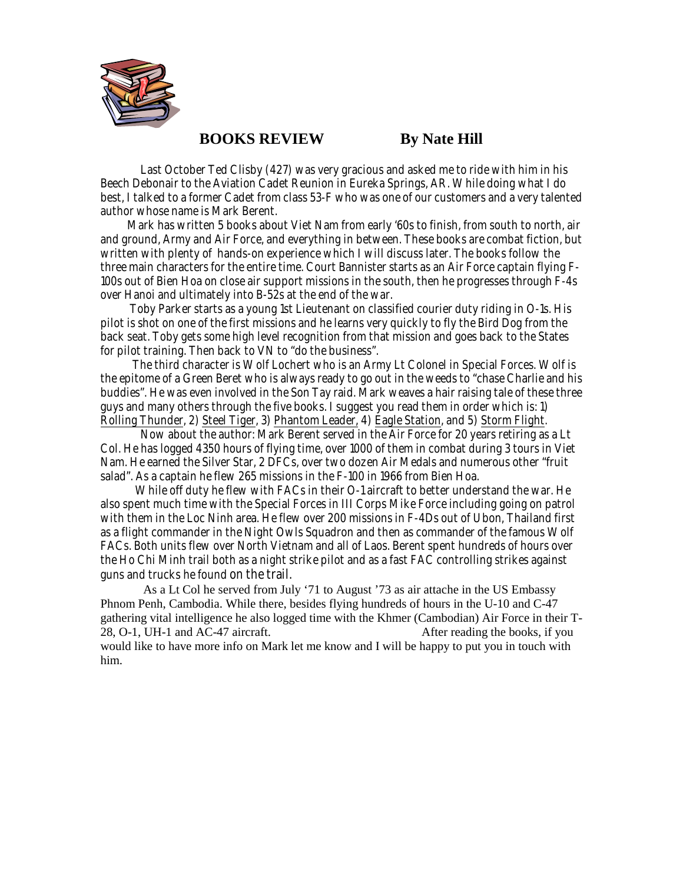## BOOKS REVIEW By Nate Hill

Last October Ted Clisby (427) was very gracious and asked me to ride with him in his Beech Debonair to the Aviation Cadet Reunion in Eureka Springs, AR. While doing what I do best, I talked to a former Cadet from class 53-F who was one of our customers and a very talented author whose name is Mark Berent.

Mark has written 5 books about Viet Nam from early '60s to finish, from south to north, air and ground, Army and Air Force, and everything in between. These books are combat fiction, but written with plenty of hands-on experience which I will discuss later. The books follow the three main characters for the entire time. Court Bannister starts as an Air Force captain flying F-100s out of Bien Hoa on close air support missions in the south, then he progresses through F-4s over Hanoi and ultimately into B-52s at the end of the war.

Toby Parker starts as a young 1st Lieutenant on classified courier duty riding in O-1s. His pilot is shot on one of the first missions and he learns very quickly to fly the Bird Dog from the back seat. Toby gets some high level recognition from that mission and goes back to the States for pilot training. Then back to VN to "do the business".

The third character is Wolf Lochert who is an Army Lt Colonel in Special Forces. Wolf is the epitome of a Green Beret who is always ready to go out in the weeds to "chase Charlie and his buddies". He was even involved in the Son Tay raid. Mark weaves a hair raising tale of these three guys and many others through the five books. I suggest you read them in order which is: 1) Rolling Thunder, 2) Steel Tiger, 3) Phantom Leader, 4) Eagle Station, and 5) Storm Flight.

Now about the author: Mark Berent served in the Air Force for 20 years retiring as a Lt Col. He has logged 4350 hours of flying time, over 1000 of them in combat during 3 tours in Viet Nam. He earned the Silver Star, 2 DFCs, over two dozen Air Medals and numerous other "fruit salad". As a captain he flew 265 missions in the F-100 in 1966 from Bien Hoa.

While off duty he flew with FACs in their O-1 aircraft to better understand the war. He also spent much time with the Special Forces in III Corps Mike Force including going on patrol with them in the Loc Ninh area. He flew over 200 missions in F-4Ds out of Ubon, Thailand first as a flight commander in the Night Owls Squadron and then as commander of the famous Wolf FACs. Both units flew over North Vietnam and all of Laos. Berent spent hundreds of hours over the Ho Chi Minh trail both as a night strike pilot and as a fast FAC controlling strikes against guns and trucks he found on the trail.

As a Lt Col he served from July '71 to August '73 as air attache in the US Embassy Phnom Penh, Cambodia. While there, besides flying hundreds of hours in the U-10 and C-47 gathering vital intelligence he also logged time with the Khmer (Cambodian) Air Force in their T-28, O-1, UH-1 and AC-47 aircraft. After reading the books, if you would like to have more info on Mark let me know and I will be happy to put you in touch with him.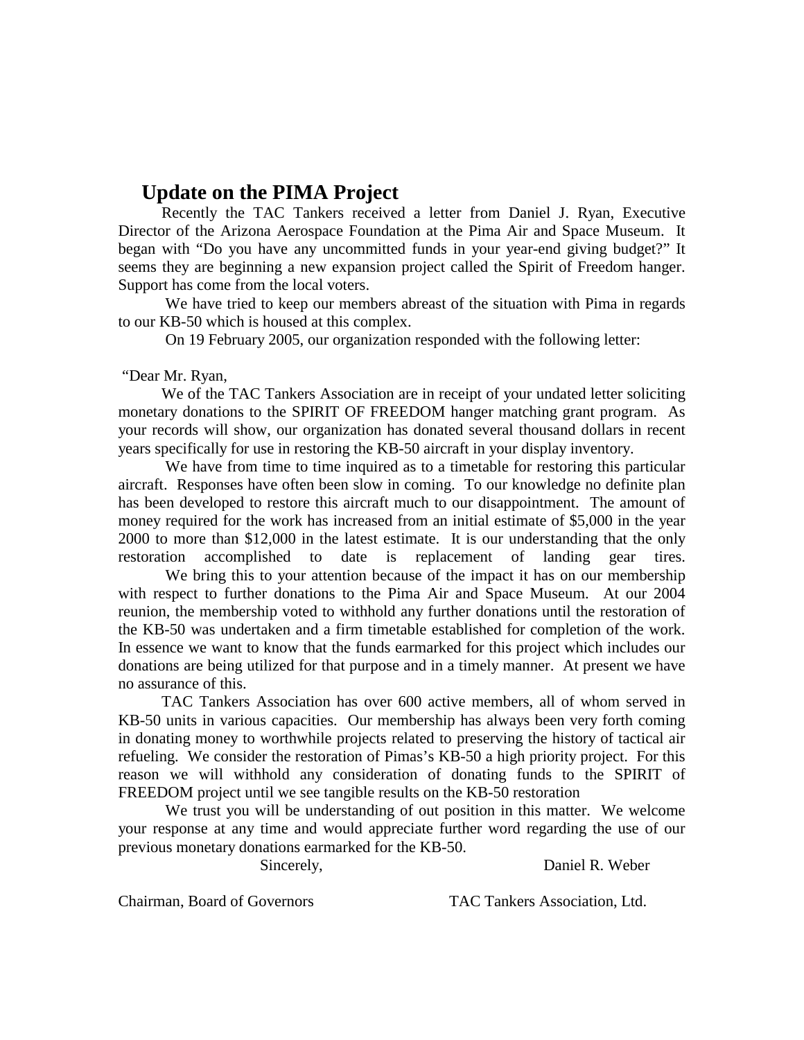## Update on the PIMA Project

Recently the TAC Tankers received a letter from Daniel J. Ryan, Executive Director of the Arizona Aerospace Foundation at the Pima Air and Space Museum. It began with "Do you have any uncommitted funds in your year-end giving budget?" It seems they are beginning a new expansion project called the Spirit of Freedom hanger. Support has come from the local voters.

We have tried to keep our members abreast of the situation with Pima in regards to our KB-50 which is housed at this complex.

On 19 February 2005, our organization responded with the following letter:

"Dear Mr. Ryan,

We of the TAC Tankers Association are in receipt of your undated letter soliciting monetary donations to the SPIRIT OF FREEDOM hanger matching grant program. As your records will show, our organization has donated several thousand dollars in recent years specifically for use in restoring the KB-50 aircraft in your display inventory.

We have from time to time inquired as to a timetable for restoring this particular aircraft. Responses have often been slow in coming. To our knowledge no definite plan has been developed to restore this aircraft much to our disappointment. The amount of money required for the work has increased from an initial estimate of $5,000 in the year 2000 to more than $12,000 in the latest estimate. It is our understanding that the only restoration accomplished to date is replacement of landing gear tires.

We bring this to your attention because of the impact it has on our membership with respect to further donations to the Pima Air and Space Museum. At our 2004 reunion, the membership voted to withhold any further donations until the restoration of the KB-50 was undertaken and a firm timetable established for completion of the work. In essence we want to know that the funds earmarked for this project which includes our donations are being utilized for that purpose and in a timely manner. At present we have no assurance of this.

TAC Tankers Association has over 600 active members, all of whom served in KB-50 units in various capacities. Our membership has always been very forth coming in donating money to worthwhile projects related to preserving the history of tactical air refueling. We consider the restoration of Pimas's KB-50 a high priority project. For this reason we will withhold any consideration of donating funds to the SPIRIT of FREEDOM project until we see tangible results on the KB-50 restoration

We trust you will be understanding of out position in this matter. We welcome your response at any time and would appreciate further word regarding the use of our previous monetary donations earmarked for the KB-50.

Sincerely,

Daniel R. Weber

Chairman, Board of Governors

TAC Tankers Association, Ltd.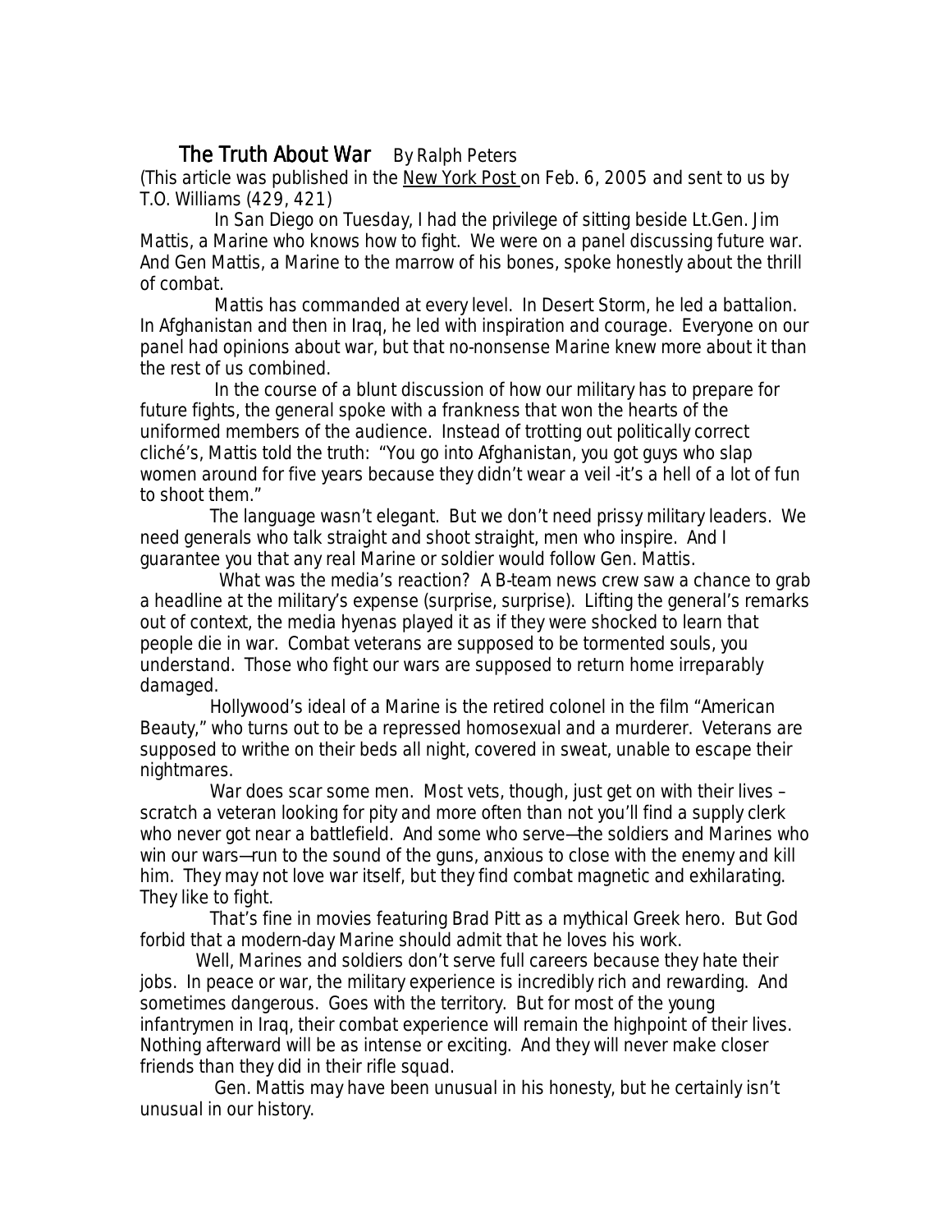## The Truth About War    By Ralph Peters

(This article was published in the New York Post on Feb. 6, 2005 and sent to us by T.O. Williams (429, 421)

In San Diego on Tuesday, I had the privilege of sitting beside Lt.Gen. Jim Mattis, a Marine who knows how to fight. We were on a panel discussing future war. And Gen Mattis, a Marine to the marrow of his bones, spoke honestly about the thrill of combat.

Mattis has commanded at every level. In Desert Storm, he led a battalion. In Afghanistan and then in Iraq, he led with inspiration and courage. Everyone on our panel had opinions about war, but that no-nonsense Marine knew more about it than the rest of us combined.

In the course of a blunt discussion of how our military has to prepare for future fights, the general spoke with a frankness that won the hearts of the uniformed members of the audience. Instead of trotting out politically correct cliché's, Mattis told the truth: "You go into Afghanistan, you got guys who slap women around for five years because they didn't wear a veil -it's a hell of a lot of fun to shoot them."

The language wasn't elegant. But we don't need prissy military leaders. We need generals who talk straight and shoot straight, men who inspire. And I guarantee you that any real Marine or soldier would follow Gen. Mattis.

What was the media's reaction? A B-team news crew saw a chance to grab a headline at the military's expense (surprise, surprise). Lifting the general's remarks out of context, the media hyenas played it as if they were shocked to learn that people die in war. Combat veterans are supposed to be tormented souls, you understand. Those who fight our wars are supposed to return home irreparably damaged.

Hollywood's ideal of a Marine is the retired colonel in the film "American Beauty," who turns out to be a repressed homosexual and a murderer. Veterans are supposed to writhe on their beds all night, covered in sweat, unable to escape their nightmares.

War does scar some men. Most vets, though, just get on with their lives – scratch a veteran looking for pity and more often than not you'll find a supply clerk who never got near a battlefield. And some who serve—the soldiers and Marines who win our wars—run to the sound of the guns, anxious to close with the enemy and kill him. They may not love war itself, but they find combat magnetic and exhilarating. They like to fight.

That's fine in movies featuring Brad Pitt as a mythical Greek hero. But God forbid that a modern-day Marine should admit that he loves his work.

Well, Marines and soldiers don't serve full careers because they hate their jobs. In peace or war, the military experience is incredibly rich and rewarding. And sometimes dangerous. Goes with the territory. But for most of the young infantrymen in Iraq, their combat experience will remain the highpoint of their lives. Nothing afterward will be as intense or exciting. And they will never make closer friends than they did in their rifle squad.

Gen. Mattis may have been unusual in his honesty, but he certainly isn't unusual in our history.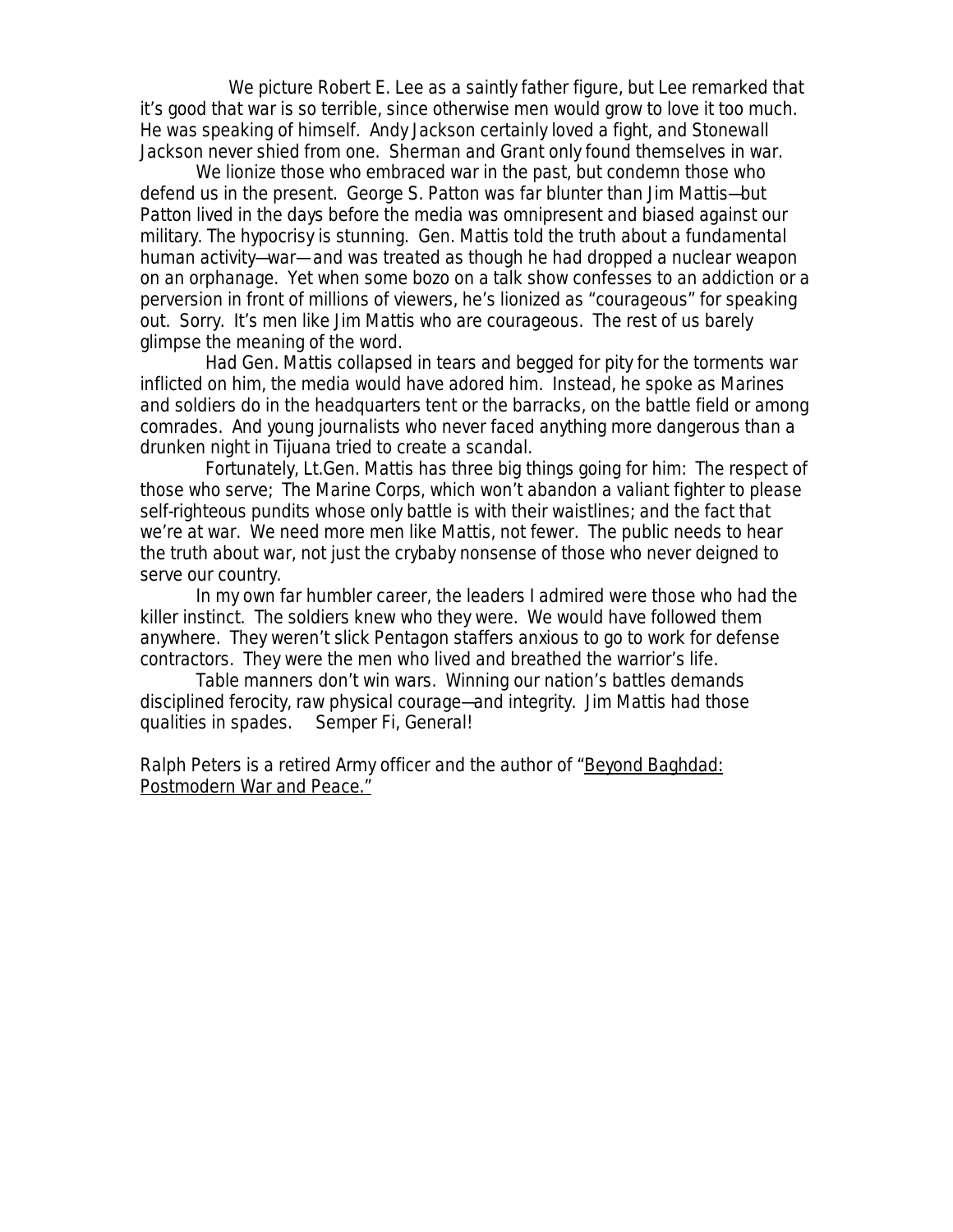We picture Robert E. Lee as a saintly father figure, but Lee remarked that it's good that war is so terrible, since otherwise men would grow to love it too much. He was speaking of himself. Andy Jackson certainly loved a fight, and Stonewall Jackson never shied from one. Sherman and Grant only found themselves in war.

We lionize those who embraced war in the past, but condemn those who defend us in the present. George S. Patton was far blunter than Jim Mattis—but Patton lived in the days before the media was omnipresent and biased against our military. The hypocrisy is stunning. Gen. Mattis told the truth about a fundamental human activity—war— and was treated as though he had dropped a nuclear weapon on an orphanage. Yet when some bozo on a talk show confesses to an addiction or a perversion in front of millions of viewers, he's lionized as "courageous" for speaking out. Sorry. It's men like Jim Mattis who are courageous. The rest of us barely glimpse the meaning of the word.

Had Gen. Mattis collapsed in tears and begged for pity for the torments war inflicted on him, the media would have adored him. Instead, he spoke as Marines and soldiers do in the headquarters tent or the barracks, on the battle field or among comrades. And young journalists who never faced anything more dangerous than a drunken night in Tijuana tried to create a scandal.

Fortunately, Lt.Gen. Mattis has three big things going for him: The respect of those who serve; The Marine Corps, which won't abandon a valiant fighter to please self-righteous pundits whose only battle is with their waistlines; and the fact that we're at war. We need more men like Mattis, not fewer. The public needs to hear the truth about war, not just the crybaby nonsense of those who never deigned to serve our country.

In my own far humbler career, the leaders I admired were those who had the killer instinct. The soldiers knew who they were. We would have followed them anywhere. They weren't slick Pentagon staffers anxious to go to work for defense contractors. They were the men who lived and breathed the warrior's life.

Table manners don't win wars. Winning our nation's battles demands disciplined ferocity, raw physical courage—and integrity. Jim Mattis had those qualities in spades. Semper Fi, General!

Ralph Peters is a retired Army officer and the author of "Beyond Baghdad: Postmodern War and Peace."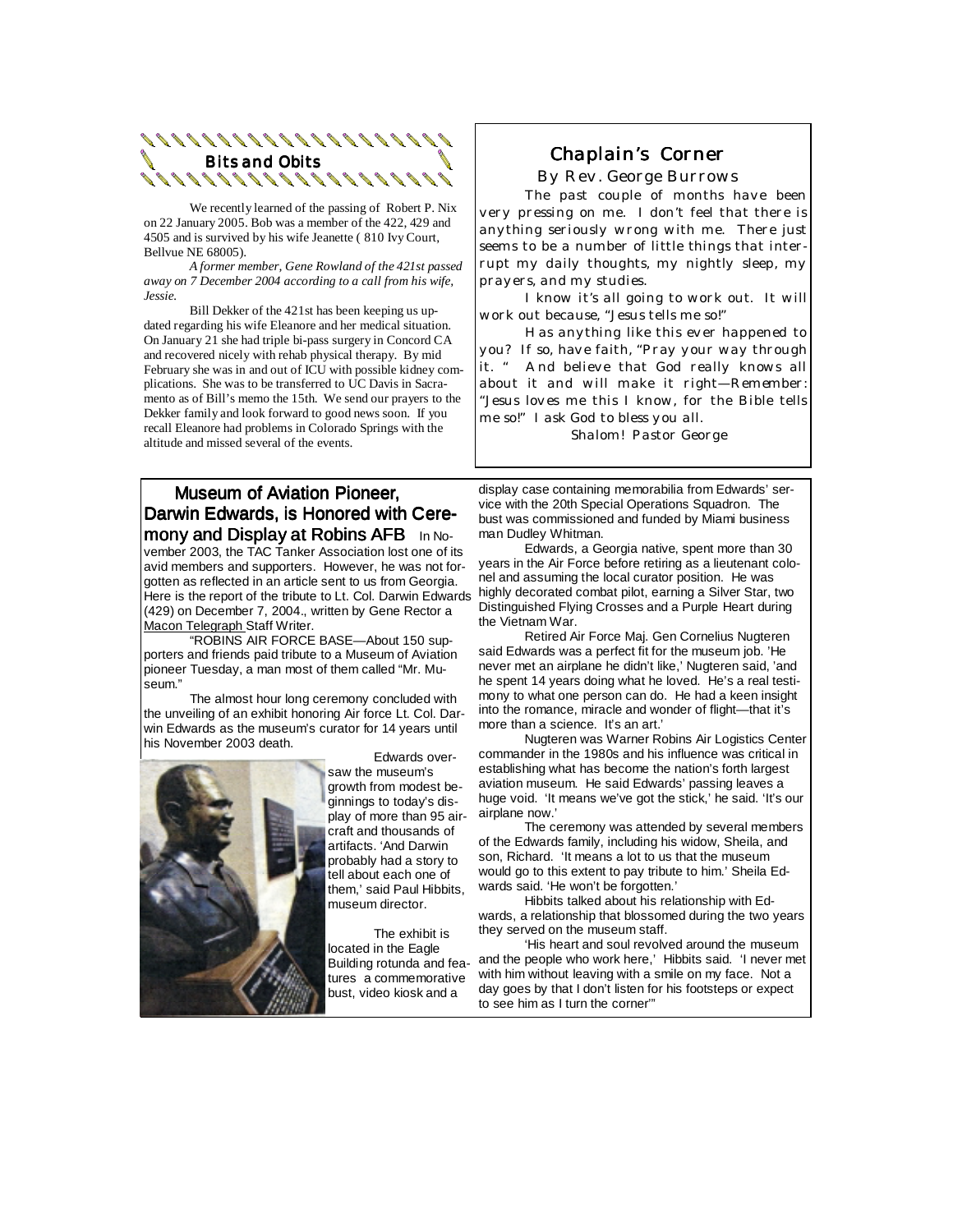## Bits and Obits

We recently learned of the passing of Robert P. Nix on 22 January 2005. Bob was a member of the 422, 429 and 4505 and is survived by his wife Jeanette ( 810 Ivy Court, Bellvue NE 68005).

*A former member, Gene Rowland of the 421st passed away on 7 December 2004 according to a call from his wife, Jessie.*

Bill Dekker of the 421st has been keeping us updated regarding his wife Eleanore and her medical situation. On January 21 she had triple bi-pass surgery in Concord CA and recovered nicely with rehab physical therapy. By mid February she was in and out of ICU with possible kidney complications. She was to be transferred to UC Davis in Sacramento as of Bill's memo the 15th. We send our prayers to the Dekker family and look forward to good news soon. If you recall Eleanore had problems in Colorado Springs with the altitude and missed several of the events.

## Chaplain's Corner

By Rev. George Burrows

The past couple of months have been very pressing on me. I don't feel that there is anything seriously wrong with me. There just seems to be a number of little things that interrupt my daily thoughts, my nightly sleep, my prayers, and my studies.

I know it's all going to work out. It will work out because, "Jesus tells me so!"

Has anything like this ever happened to you? If so, have faith, "Pray your way through it. " And believe that God really knows all about it and will make it right—Remember: "Jesus loves me this I know, for the Bible tells me so!" I ask God to bless you all.

Shalom! Pastor George

## Museum of Aviation Pioneer, Darwin Edwards, is Honored with Ceremony and Display at Robins AFB

In November 2003, the TAC Tanker Association lost one of its avid members and supporters. However, he was not forgotten as reflected in an article sent to us from Georgia. Here is the report of the tribute to Lt. Col. Darwin Edwards (429) on December 7, 2004., written by Gene Rector a Macon Telegraph Staff Writer.

"ROBINS AIR FORCE BASE—About 150 supporters and friends paid tribute to a Museum of Aviation pioneer Tuesday, a man most of them called "Mr. Museum."

The almost hour long ceremony concluded with the unveiling of an exhibit honoring Air force Lt. Col. Darwin Edwards as the museum's curator for 14 years until his November 2003 death.

Edwards oversaw the museum's growth from modest beginnings to today's display of more than 95 aircraft and thousands of artifacts. 'And Darwin probably had a story to tell about each one of them,' said Paul Hibbits, museum director.

The exhibit is located in the Eagle Building rotunda and features a commemorative bust, video kiosk and a display case containing memorabilia from Edwards' service with the 20th Special Operations Squadron. The bust was commissioned and funded by Miami business man Dudley Whitman.

Edwards, a Georgia native, spent more than 30 years in the Air Force before retiring as a lieutenant colonel and assuming the local curator position. He was highly decorated combat pilot, earning a Silver Star, two Distinguished Flying Crosses and a Purple Heart during the Vietnam War.

Retired Air Force Maj. Gen Cornelius Nugteren said Edwards was a perfect fit for the museum job. 'He never met an airplane he didn't like,' Nugteren said, 'and he spent 14 years doing what he loved. He's a real testimony to what one person can do. He had a keen insight into the romance, miracle and wonder of flight—that it's more than a science. It's an art.'

Nugteren was Warner Robins Air Logistics Center commander in the 1980s and his influence was critical in establishing what has become the nation's forth largest aviation museum. He said Edwards' passing leaves a huge void. 'It means we've got the stick,' he said. 'It's our airplane now.'

The ceremony was attended by several members of the Edwards family, including his widow, Sheila, and son, Richard. 'It means a lot to us that the museum would go to this extent to pay tribute to him.' Sheila Edwards said. 'He won't be forgotten.'

Hibbits talked about his relationship with Edwards, a relationship that blossomed during the two years they served on the museum staff.

'His heart and soul revolved around the museum and the people who work here,' Hibbits said. 'I never met with him without leaving with a smile on my face. Not a day goes by that I don't listen for his footsteps or expect to see him as I turn the corner'"